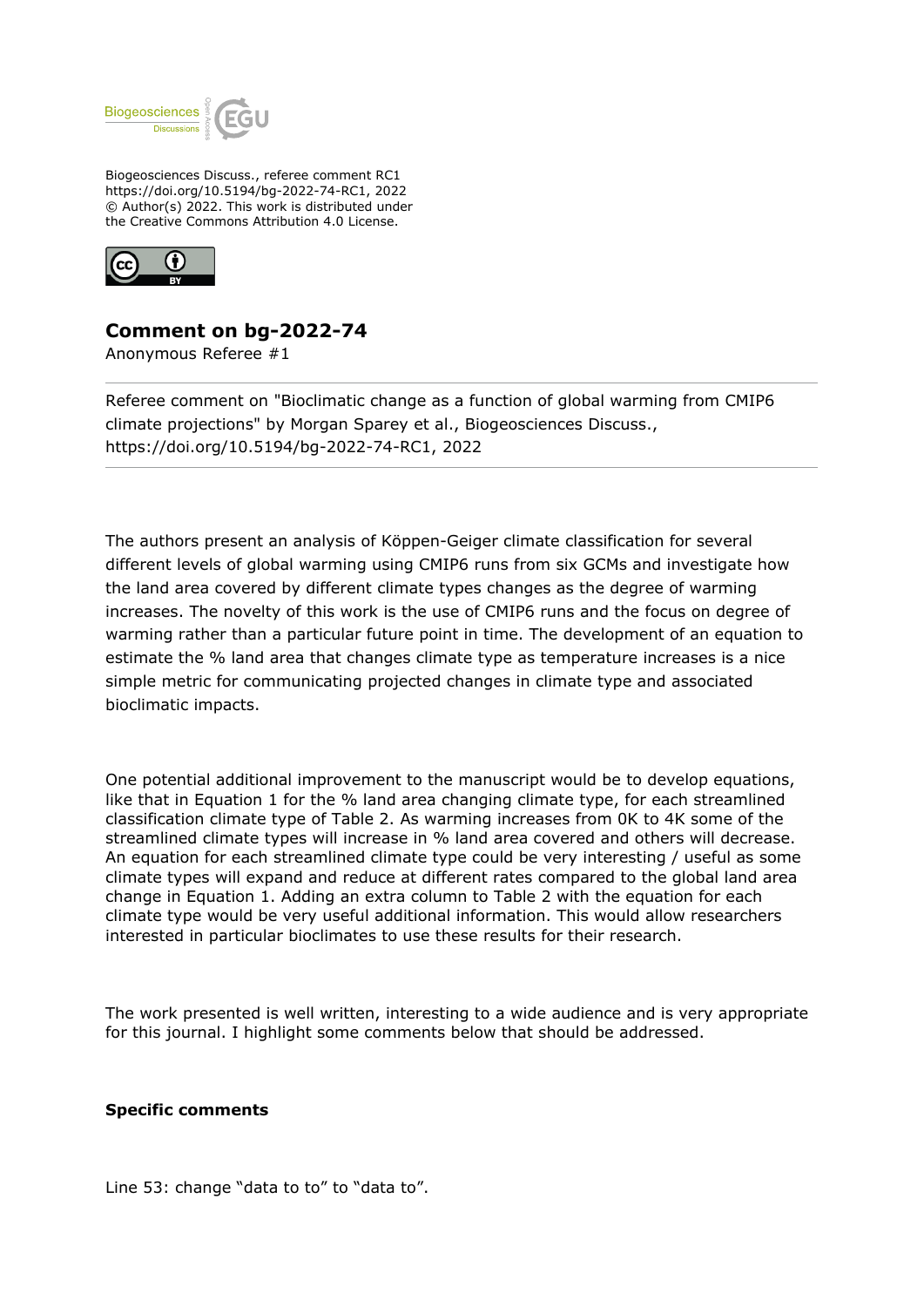Biogeosciences Discuss., referee comment RC1
https://doi.org/10.5194/bg-2022-74-RC1, 2022
© Author(s) 2022. This work is distributed under
the Creative Commons Attribution 4.0 License.

## Comment on bg-2022-74

Anonymous Referee #1

---

Referee comment on "Bioclimatic change as a function of global warming from CMIP6 climate projections" by Morgan Sparey et al., Biogeosciences Discuss., https://doi.org/10.5194/bg-2022-74-RC1, 2022

---

The authors present an analysis of Köppen-Geiger climate classification for several different levels of global warming using CMIP6 runs from six GCMs and investigate how the land area covered by different climate types changes as the degree of warming increases. The novelty of this work is the use of CMIP6 runs and the focus on degree of warming rather than a particular future point in time. The development of an equation to estimate the % land area that changes climate type as temperature increases is a nice simple metric for communicating projected changes in climate type and associated bioclimatic impacts.

One potential additional improvement to the manuscript would be to develop equations, like that in Equation 1 for the % land area changing climate type, for each streamlined classification climate type of Table 2. As warming increases from 0K to 4K some of the streamlined climate types will increase in % land area covered and others will decrease. An equation for each streamlined climate type could be very interesting / useful as some climate types will expand and reduce at different rates compared to the global land area change in Equation 1. Adding an extra column to Table 2 with the equation for each climate type would be very useful additional information. This would allow researchers interested in particular bioclimates to use these results for their research.

The work presented is well written, interesting to a wide audience and is very appropriate for this journal. I highlight some comments below that should be addressed.

**Specific comments**

Line 53: change "data to to" to "data to".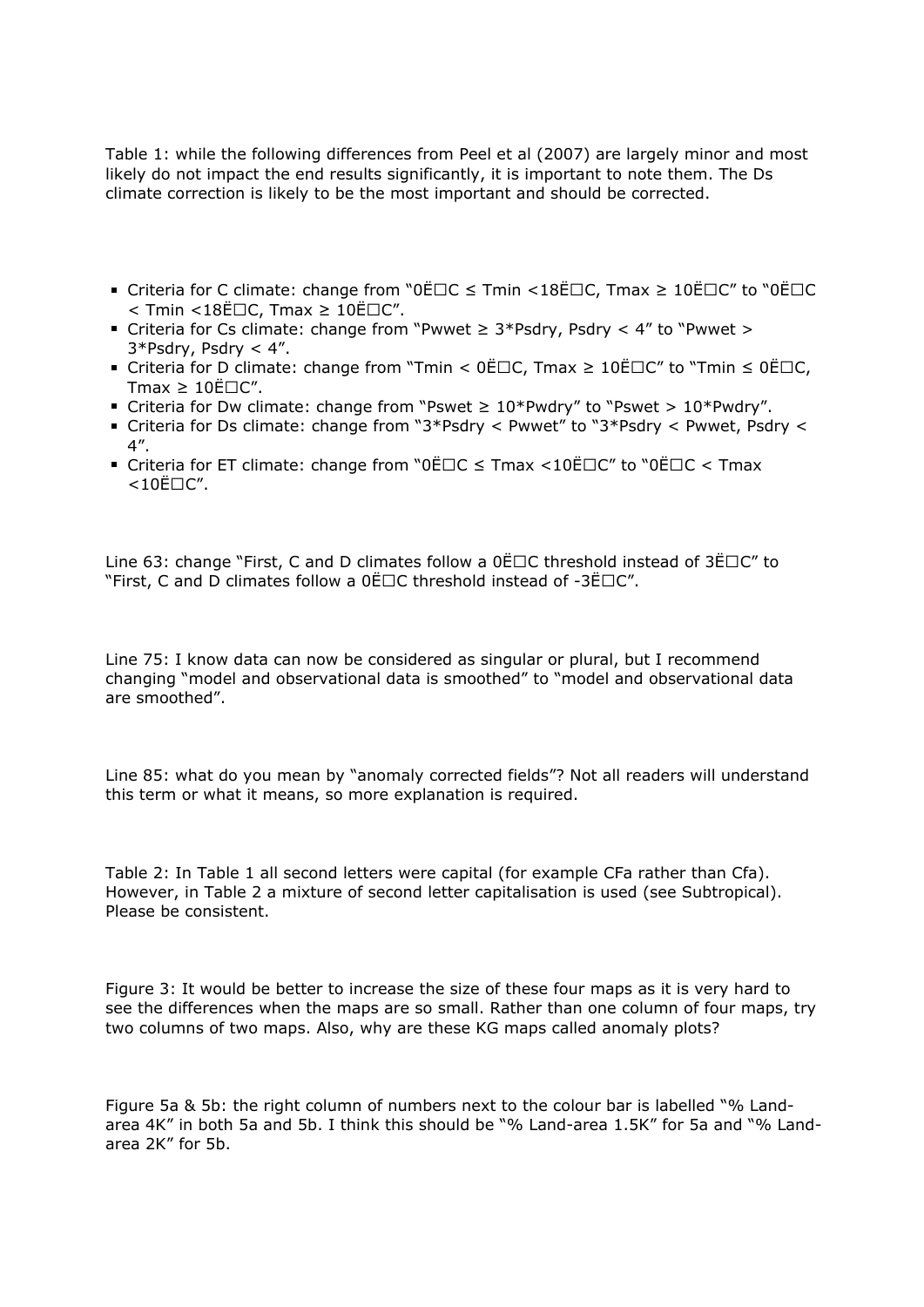Table 1: while the following differences from Peel et al (2007) are largely minor and most likely do not impact the end results significantly, it is important to note them. The Ds climate correction is likely to be the most important and should be corrected.

- Criteria for C climate: change from "0°C ≤ Tmin <18°C, Tmax ≥ 10°C" to "0°C < Tmin <18°C, Tmax ≥ 10°C".
- Criteria for Cs climate: change from "Pwwet ≥ 3*Psdry, Psdry < 4" to "Pwwet > 3*Psdry, Psdry < 4".
- Criteria for D climate: change from "Tmin < 0°C, Tmax ≥ 10°C" to "Tmin ≤ 0°C, Tmax ≥ 10°C".
- Criteria for Dw climate: change from "Pswet ≥ 10*Pwdry" to "Pswet > 10*Pwdry".
- Criteria for Ds climate: change from "3*Psdry < Pwwet" to "3*Psdry < Pwwet, Psdry < 4".
- Criteria for ET climate: change from "0°C ≤ Tmax <10°C" to "0°C < Tmax <10°C".

Line 63: change "First, C and D climates follow a 0°C threshold instead of 3°C" to "First, C and D climates follow a 0°C threshold instead of -3°C".

Line 75: I know data can now be considered as singular or plural, but I recommend changing "model and observational data is smoothed" to "model and observational data are smoothed".

Line 85: what do you mean by "anomaly corrected fields"? Not all readers will understand this term or what it means, so more explanation is required.

Table 2: In Table 1 all second letters were capital (for example CFa rather than Cfa). However, in Table 2 a mixture of second letter capitalisation is used (see Subtropical). Please be consistent.

Figure 3: It would be better to increase the size of these four maps as it is very hard to see the differences when the maps are so small. Rather than one column of four maps, try two columns of two maps. Also, why are these KG maps called anomaly plots?

Figure 5a & 5b: the right column of numbers next to the colour bar is labelled "% Land-area 4K" in both 5a and 5b. I think this should be "% Land-area 1.5K" for 5a and "% Land-area 2K" for 5b.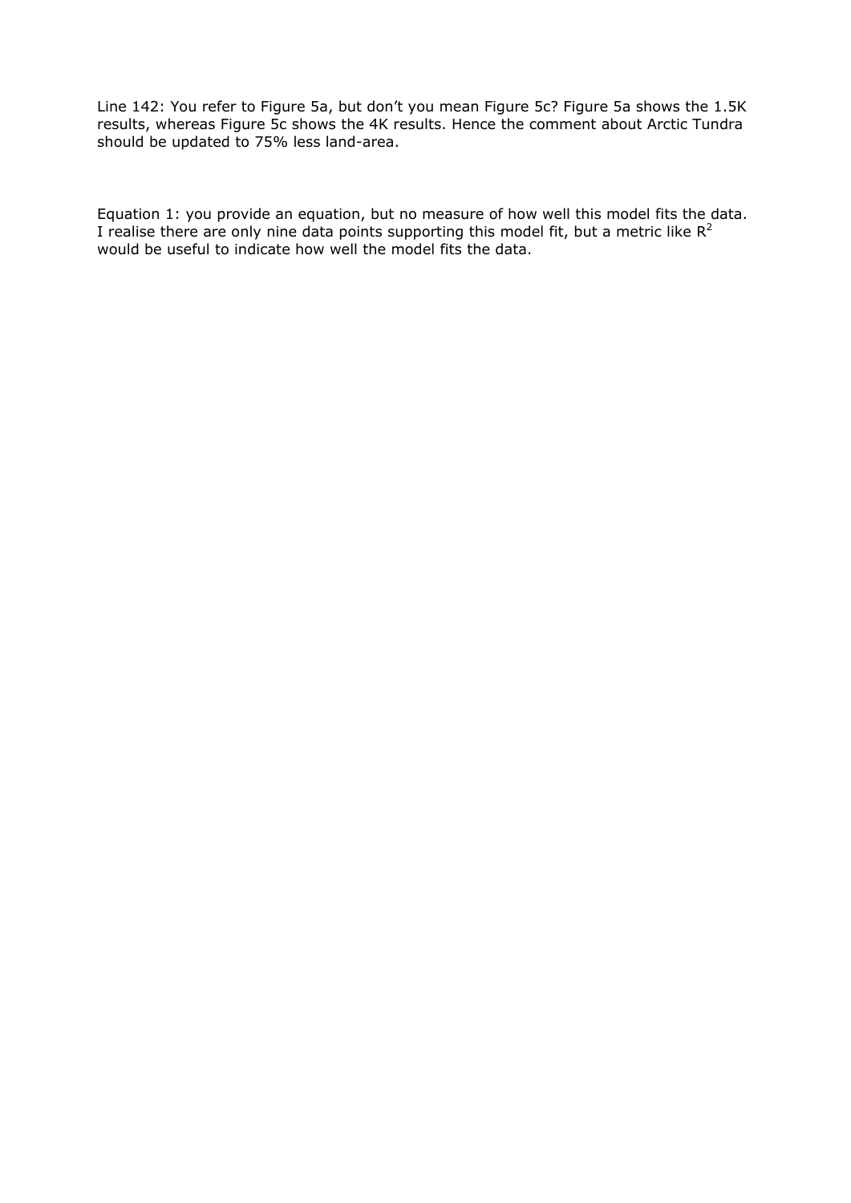Line 142: You refer to Figure 5a, but don't you mean Figure 5c? Figure 5a shows the 1.5K results, whereas Figure 5c shows the 4K results. Hence the comment about Arctic Tundra should be updated to 75% less land-area.

Equation 1: you provide an equation, but no measure of how well this model fits the data. I realise there are only nine data points supporting this model fit, but a metric like $R^2$ would be useful to indicate how well the model fits the data.